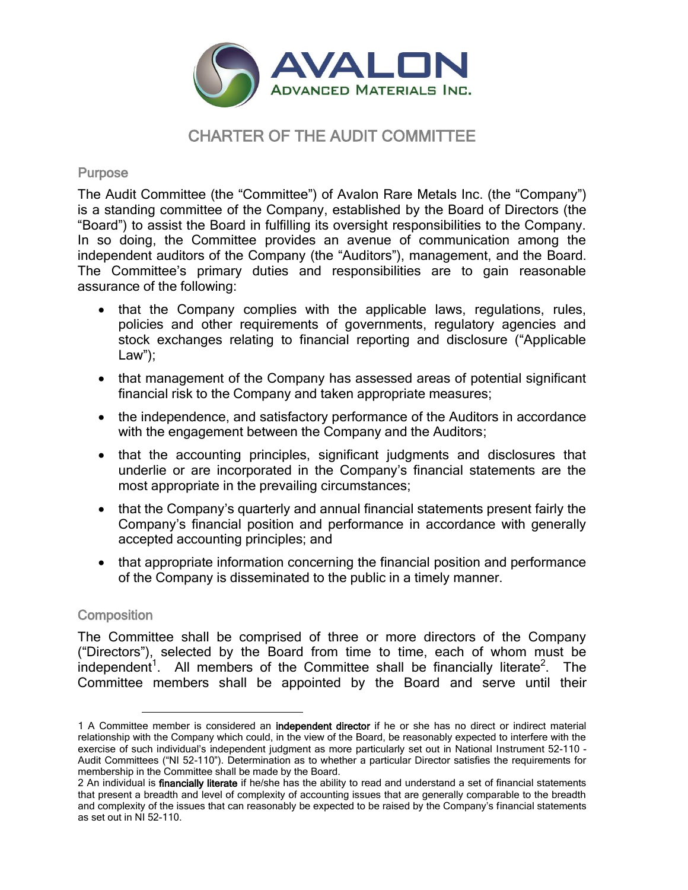AVALON ADVANCED MATERIALS INC.

# CHARTER OF THE AUDIT COMMITTEE

## Purpose

The Audit Committee (the "Committee") of Avalon Rare Metals Inc. (the "Company") is a standing committee of the Company, established by the Board of Directors (the "Board") to assist the Board in fulfilling its oversight responsibilities to the Company. In so doing, the Committee provides an avenue of communication among the independent auditors of the Company (the "Auditors"), management, and the Board. The Committee's primary duties and responsibilities are to gain reasonable assurance of the following:

- that the Company complies with the applicable laws, regulations, rules, policies and other requirements of governments, regulatory agencies and stock exchanges relating to financial reporting and disclosure ("Applicable Law");
- that management of the Company has assessed areas of potential significant financial risk to the Company and taken appropriate measures;
- the independence, and satisfactory performance of the Auditors in accordance with the engagement between the Company and the Auditors;
- that the accounting principles, significant judgments and disclosures that underlie or are incorporated in the Company's financial statements are the most appropriate in the prevailing circumstances;
- that the Company's quarterly and annual financial statements present fairly the Company's financial position and performance in accordance with generally accepted accounting principles; and
- that appropriate information concerning the financial position and performance of the Company is disseminated to the public in a timely manner.

## Composition

The Committee shall be comprised of three or more directors of the Company ("Directors"), selected by the Board from time to time, each of whom must be independent[1]. All members of the Committee shall be financially literate[2]. The Committee members shall be appointed by the Board and serve until their

---

1 A Committee member is considered an **independent director** if he or she has no direct or indirect material relationship with the Company which could, in the view of the Board, be reasonably expected to interfere with the exercise of such individual's independent judgment as more particularly set out in National Instrument 52-110 - Audit Committees ("NI 52-110"). Determination as to whether a particular Director satisfies the requirements for membership in the Committee shall be made by the Board.

2 An individual is **financially literate** if he/she has the ability to read and understand a set of financial statements that present a breadth and level of complexity of accounting issues that are generally comparable to the breadth and complexity of the issues that can reasonably be expected to be raised by the Company's financial statements as set out in NI 52-110.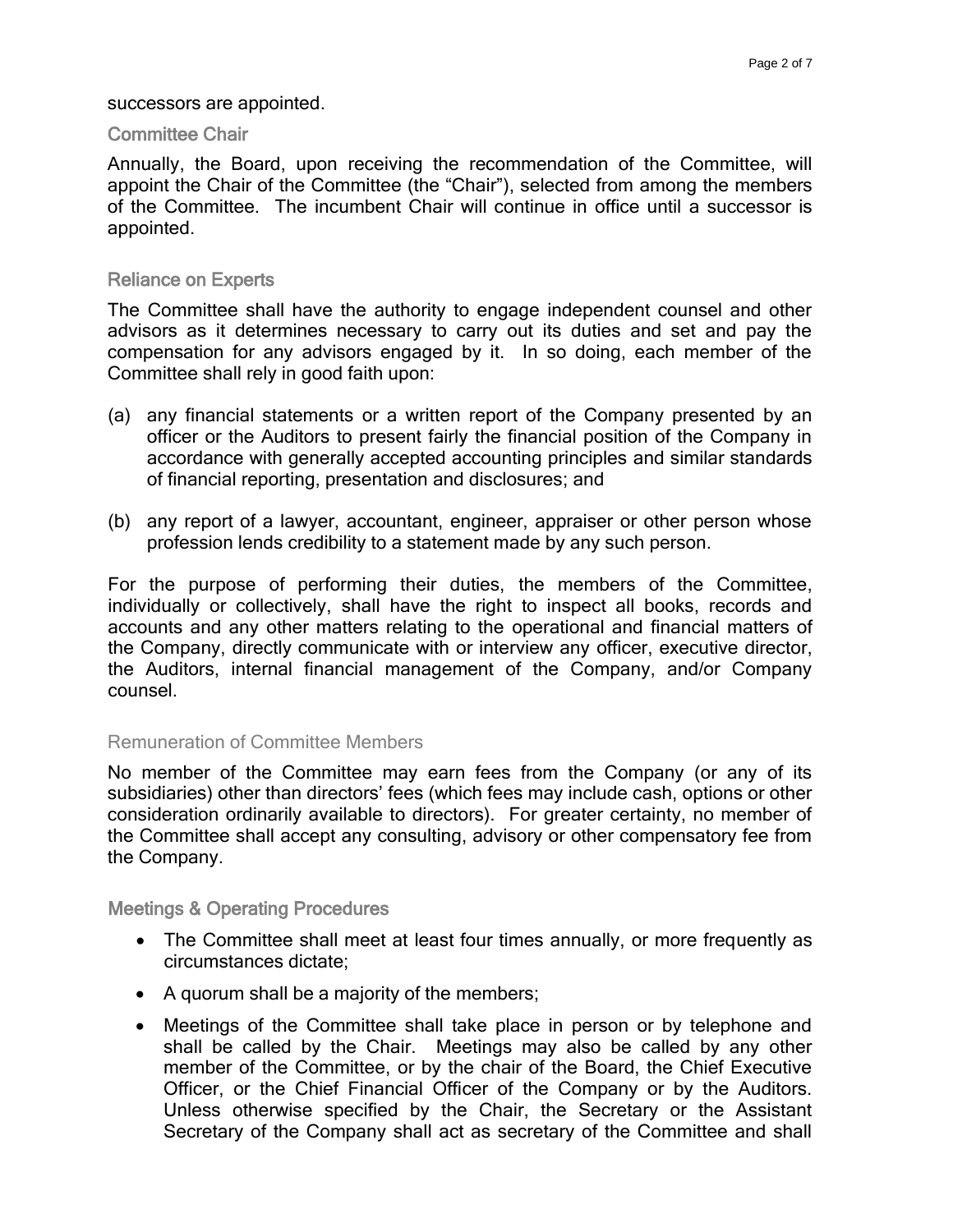successors are appointed.

### Committee Chair

Annually, the Board, upon receiving the recommendation of the Committee, will appoint the Chair of the Committee (the "Chair"), selected from among the members of the Committee. The incumbent Chair will continue in office until a successor is appointed.

### Reliance on Experts

The Committee shall have the authority to engage independent counsel and other advisors as it determines necessary to carry out its duties and set and pay the compensation for any advisors engaged by it. In so doing, each member of the Committee shall rely in good faith upon:

(a) any financial statements or a written report of the Company presented by an officer or the Auditors to present fairly the financial position of the Company in accordance with generally accepted accounting principles and similar standards of financial reporting, presentation and disclosures; and

(b) any report of a lawyer, accountant, engineer, appraiser or other person whose profession lends credibility to a statement made by any such person.

For the purpose of performing their duties, the members of the Committee, individually or collectively, shall have the right to inspect all books, records and accounts and any other matters relating to the operational and financial matters of the Company, directly communicate with or interview any officer, executive director, the Auditors, internal financial management of the Company, and/or Company counsel.

### Remuneration of Committee Members

No member of the Committee may earn fees from the Company (or any of its subsidiaries) other than directors' fees (which fees may include cash, options or other consideration ordinarily available to directors). For greater certainty, no member of the Committee shall accept any consulting, advisory or other compensatory fee from the Company.

### Meetings & Operating Procedures

- The Committee shall meet at least four times annually, or more frequently as circumstances dictate;
- A quorum shall be a majority of the members;
- Meetings of the Committee shall take place in person or by telephone and shall be called by the Chair. Meetings may also be called by any other member of the Committee, or by the chair of the Board, the Chief Executive Officer, or the Chief Financial Officer of the Company or by the Auditors. Unless otherwise specified by the Chair, the Secretary or the Assistant Secretary of the Company shall act as secretary of the Committee and shall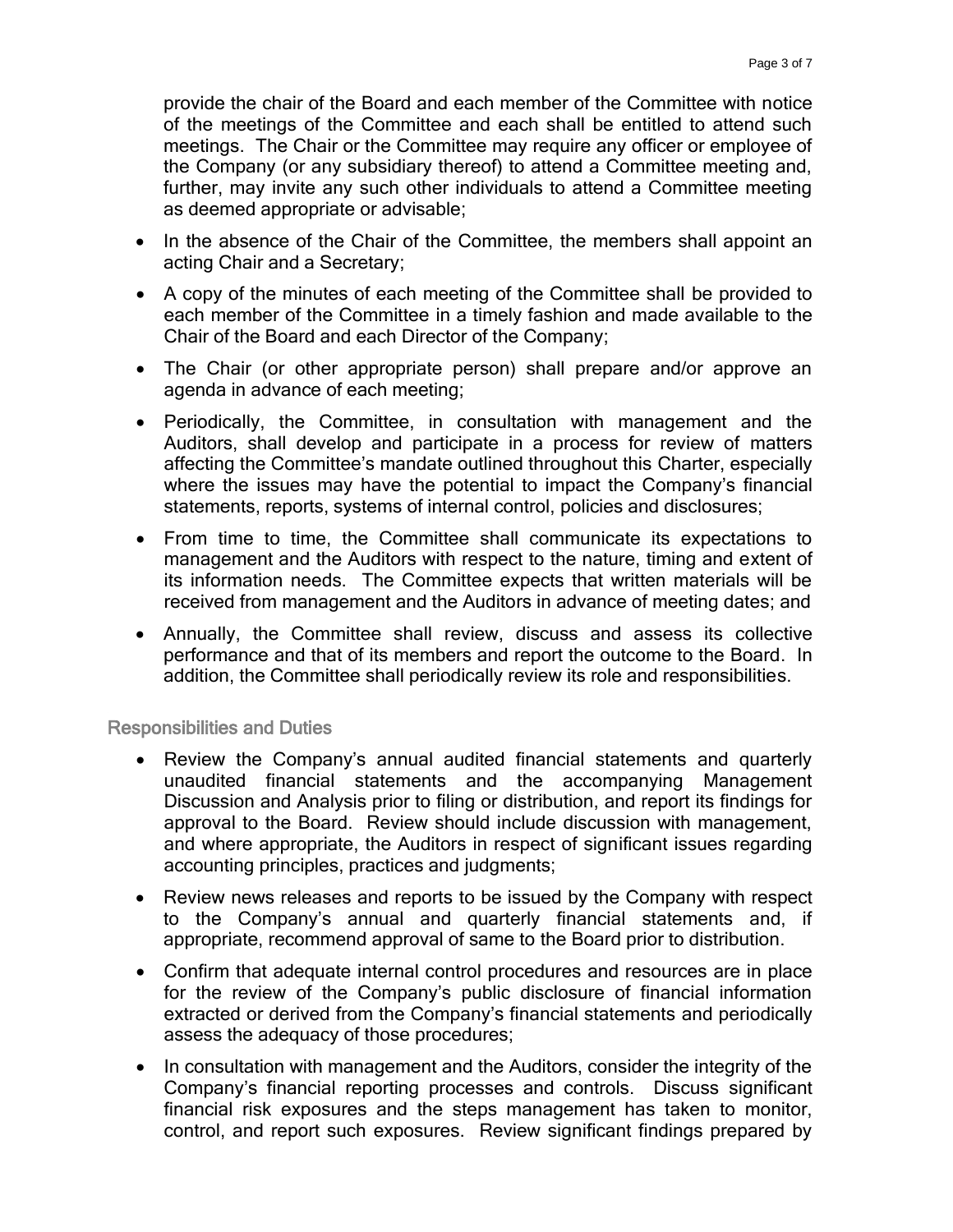provide the chair of the Board and each member of the Committee with notice of the meetings of the Committee and each shall be entitled to attend such meetings. The Chair or the Committee may require any officer or employee of the Company (or any subsidiary thereof) to attend a Committee meeting and, further, may invite any such other individuals to attend a Committee meeting as deemed appropriate or advisable;

- In the absence of the Chair of the Committee, the members shall appoint an acting Chair and a Secretary;
- A copy of the minutes of each meeting of the Committee shall be provided to each member of the Committee in a timely fashion and made available to the Chair of the Board and each Director of the Company;
- The Chair (or other appropriate person) shall prepare and/or approve an agenda in advance of each meeting;
- Periodically, the Committee, in consultation with management and the Auditors, shall develop and participate in a process for review of matters affecting the Committee's mandate outlined throughout this Charter, especially where the issues may have the potential to impact the Company's financial statements, reports, systems of internal control, policies and disclosures;
- From time to time, the Committee shall communicate its expectations to management and the Auditors with respect to the nature, timing and extent of its information needs. The Committee expects that written materials will be received from management and the Auditors in advance of meeting dates; and
- Annually, the Committee shall review, discuss and assess its collective performance and that of its members and report the outcome to the Board. In addition, the Committee shall periodically review its role and responsibilities.

## Responsibilities and Duties

- Review the Company's annual audited financial statements and quarterly unaudited financial statements and the accompanying Management Discussion and Analysis prior to filing or distribution, and report its findings for approval to the Board. Review should include discussion with management, and where appropriate, the Auditors in respect of significant issues regarding accounting principles, practices and judgments;
- Review news releases and reports to be issued by the Company with respect to the Company's annual and quarterly financial statements and, if appropriate, recommend approval of same to the Board prior to distribution.
- Confirm that adequate internal control procedures and resources are in place for the review of the Company's public disclosure of financial information extracted or derived from the Company's financial statements and periodically assess the adequacy of those procedures;
- In consultation with management and the Auditors, consider the integrity of the Company's financial reporting processes and controls. Discuss significant financial risk exposures and the steps management has taken to monitor, control, and report such exposures. Review significant findings prepared by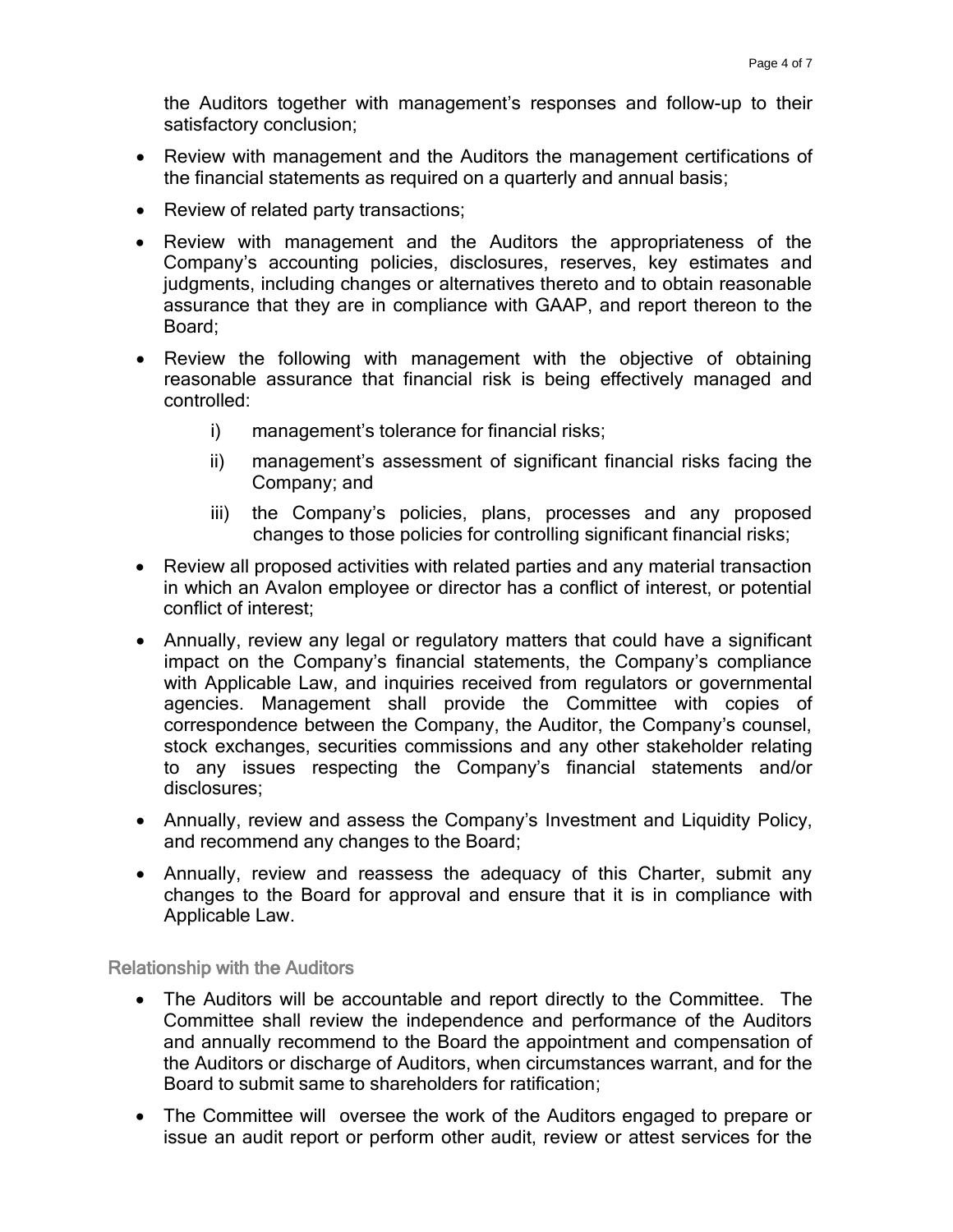the Auditors together with management's responses and follow-up to their satisfactory conclusion;

- Review with management and the Auditors the management certifications of the financial statements as required on a quarterly and annual basis;
- Review of related party transactions;
- Review with management and the Auditors the appropriateness of the Company's accounting policies, disclosures, reserves, key estimates and judgments, including changes or alternatives thereto and to obtain reasonable assurance that they are in compliance with GAAP, and report thereon to the Board;
- Review the following with management with the objective of obtaining reasonable assurance that financial risk is being effectively managed and controlled:
  - i) management's tolerance for financial risks;
  - ii) management's assessment of significant financial risks facing the Company; and
  - iii) the Company's policies, plans, processes and any proposed changes to those policies for controlling significant financial risks;
- Review all proposed activities with related parties and any material transaction in which an Avalon employee or director has a conflict of interest, or potential conflict of interest;
- Annually, review any legal or regulatory matters that could have a significant impact on the Company's financial statements, the Company's compliance with Applicable Law, and inquiries received from regulators or governmental agencies. Management shall provide the Committee with copies of correspondence between the Company, the Auditor, the Company's counsel, stock exchanges, securities commissions and any other stakeholder relating to any issues respecting the Company's financial statements and/or disclosures;
- Annually, review and assess the Company's Investment and Liquidity Policy, and recommend any changes to the Board;
- Annually, review and reassess the adequacy of this Charter, submit any changes to the Board for approval and ensure that it is in compliance with Applicable Law.

### Relationship with the Auditors

- The Auditors will be accountable and report directly to the Committee. The Committee shall review the independence and performance of the Auditors and annually recommend to the Board the appointment and compensation of the Auditors or discharge of Auditors, when circumstances warrant, and for the Board to submit same to shareholders for ratification;
- The Committee will oversee the work of the Auditors engaged to prepare or issue an audit report or perform other audit, review or attest services for the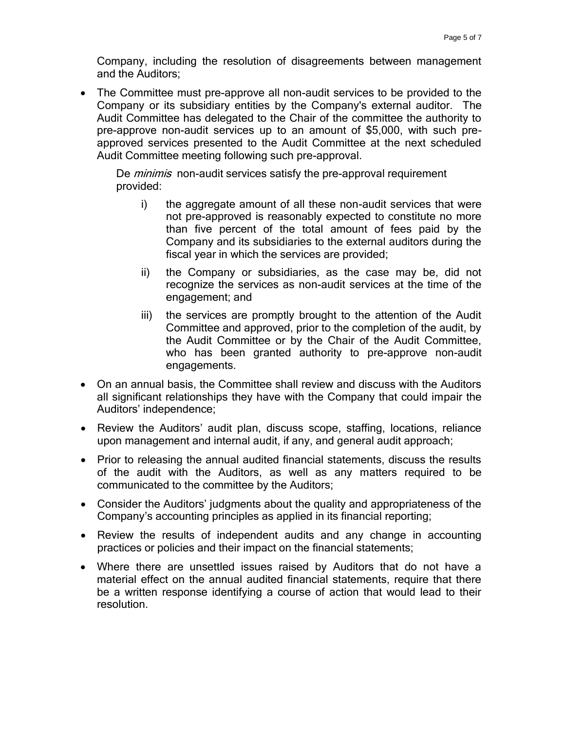Company, including the resolution of disagreements between management and the Auditors;

- The Committee must pre-approve all non-audit services to be provided to the Company or its subsidiary entities by the Company's external auditor. The Audit Committee has delegated to the Chair of the committee the authority to pre-approve non-audit services up to an amount of $5,000, with such pre-approved services presented to the Audit Committee at the next scheduled Audit Committee meeting following such pre-approval.

  De *minimis* non-audit services satisfy the pre-approval requirement provided:

  i) the aggregate amount of all these non-audit services that were not pre-approved is reasonably expected to constitute no more than five percent of the total amount of fees paid by the Company and its subsidiaries to the external auditors during the fiscal year in which the services are provided;

  ii) the Company or subsidiaries, as the case may be, did not recognize the services as non-audit services at the time of the engagement; and

  iii) the services are promptly brought to the attention of the Audit Committee and approved, prior to the completion of the audit, by the Audit Committee or by the Chair of the Audit Committee, who has been granted authority to pre-approve non-audit engagements.

- On an annual basis, the Committee shall review and discuss with the Auditors all significant relationships they have with the Company that could impair the Auditors' independence;
- Review the Auditors' audit plan, discuss scope, staffing, locations, reliance upon management and internal audit, if any, and general audit approach;
- Prior to releasing the annual audited financial statements, discuss the results of the audit with the Auditors, as well as any matters required to be communicated to the committee by the Auditors;
- Consider the Auditors' judgments about the quality and appropriateness of the Company's accounting principles as applied in its financial reporting;
- Review the results of independent audits and any change in accounting practices or policies and their impact on the financial statements;
- Where there are unsettled issues raised by Auditors that do not have a material effect on the annual audited financial statements, require that there be a written response identifying a course of action that would lead to their resolution.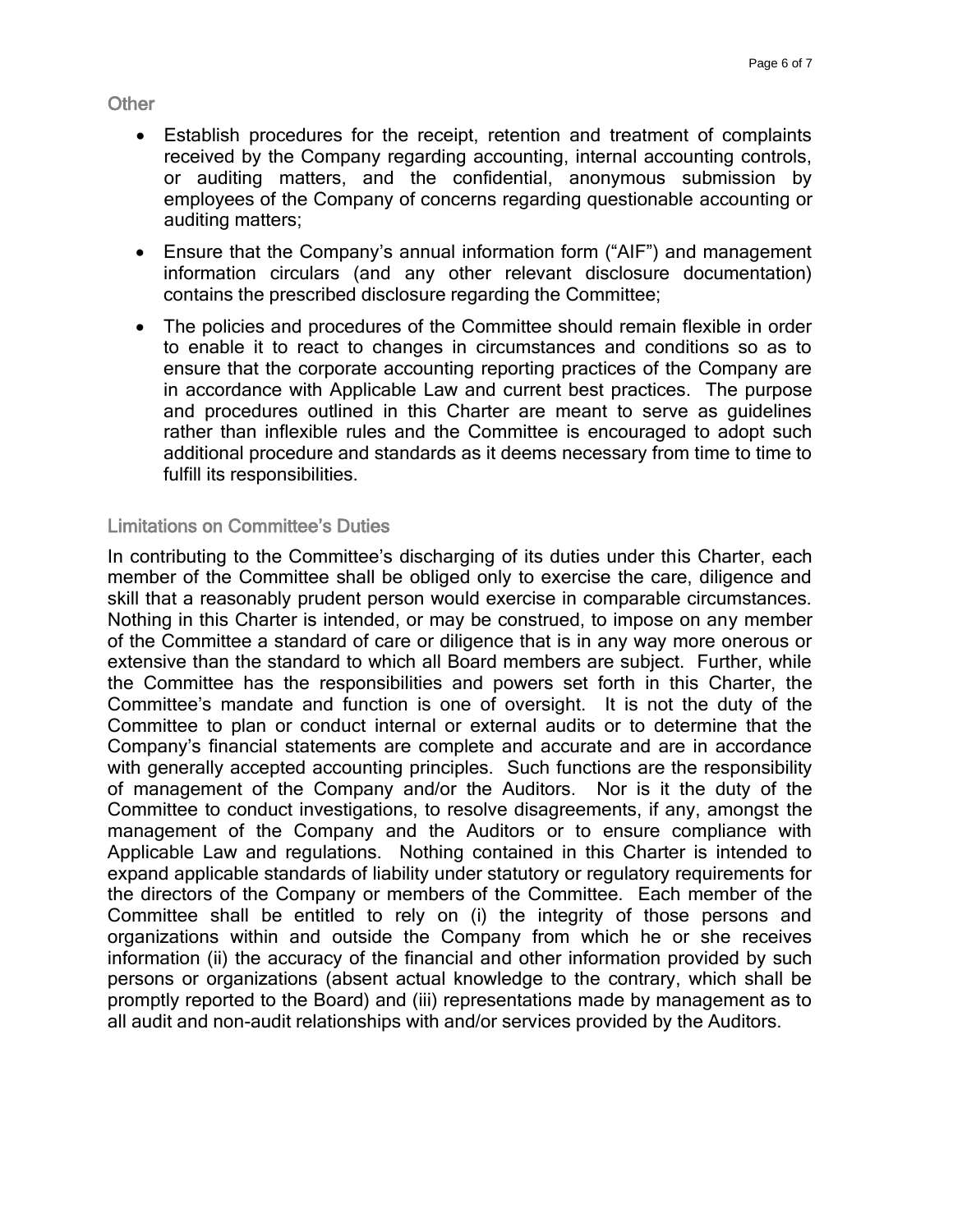### Other

- Establish procedures for the receipt, retention and treatment of complaints received by the Company regarding accounting, internal accounting controls, or auditing matters, and the confidential, anonymous submission by employees of the Company of concerns regarding questionable accounting or auditing matters;
- Ensure that the Company's annual information form ("AIF") and management information circulars (and any other relevant disclosure documentation) contains the prescribed disclosure regarding the Committee;
- The policies and procedures of the Committee should remain flexible in order to enable it to react to changes in circumstances and conditions so as to ensure that the corporate accounting reporting practices of the Company are in accordance with Applicable Law and current best practices. The purpose and procedures outlined in this Charter are meant to serve as guidelines rather than inflexible rules and the Committee is encouraged to adopt such additional procedure and standards as it deems necessary from time to time to fulfill its responsibilities.

### Limitations on Committee's Duties

In contributing to the Committee's discharging of its duties under this Charter, each member of the Committee shall be obliged only to exercise the care, diligence and skill that a reasonably prudent person would exercise in comparable circumstances. Nothing in this Charter is intended, or may be construed, to impose on any member of the Committee a standard of care or diligence that is in any way more onerous or extensive than the standard to which all Board members are subject. Further, while the Committee has the responsibilities and powers set forth in this Charter, the Committee's mandate and function is one of oversight. It is not the duty of the Committee to plan or conduct internal or external audits or to determine that the Company's financial statements are complete and accurate and are in accordance with generally accepted accounting principles. Such functions are the responsibility of management of the Company and/or the Auditors. Nor is it the duty of the Committee to conduct investigations, to resolve disagreements, if any, amongst the management of the Company and the Auditors or to ensure compliance with Applicable Law and regulations. Nothing contained in this Charter is intended to expand applicable standards of liability under statutory or regulatory requirements for the directors of the Company or members of the Committee. Each member of the Committee shall be entitled to rely on (i) the integrity of those persons and organizations within and outside the Company from which he or she receives information (ii) the accuracy of the financial and other information provided by such persons or organizations (absent actual knowledge to the contrary, which shall be promptly reported to the Board) and (iii) representations made by management as to all audit and non-audit relationships with and/or services provided by the Auditors.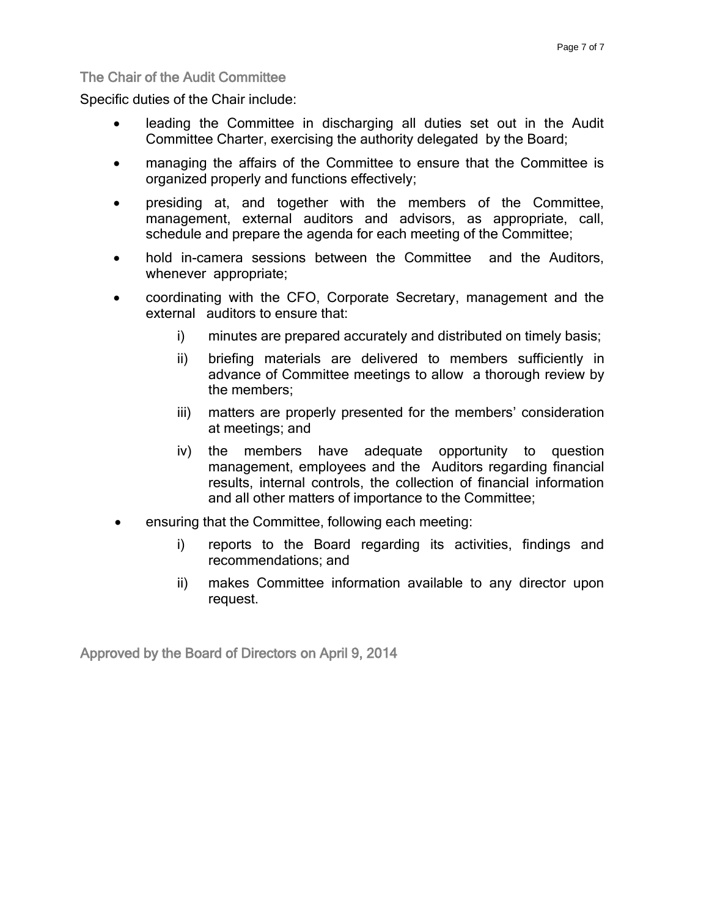### The Chair of the Audit Committee

Specific duties of the Chair include:

- leading the Committee in discharging all duties set out in the Audit Committee Charter, exercising the authority delegated by the Board;
- managing the affairs of the Committee to ensure that the Committee is organized properly and functions effectively;
- presiding at, and together with the members of the Committee, management, external auditors and advisors, as appropriate, call, schedule and prepare the agenda for each meeting of the Committee;
- hold in-camera sessions between the Committee and the Auditors, whenever appropriate;
- coordinating with the CFO, Corporate Secretary, management and the external auditors to ensure that:
    - i) minutes are prepared accurately and distributed on timely basis;
    - ii) briefing materials are delivered to members sufficiently in advance of Committee meetings to allow a thorough review by the members;
    - iii) matters are properly presented for the members' consideration at meetings; and
    - iv) the members have adequate opportunity to question management, employees and the Auditors regarding financial results, internal controls, the collection of financial information and all other matters of importance to the Committee;
- ensuring that the Committee, following each meeting:
    - i) reports to the Board regarding its activities, findings and recommendations; and
    - ii) makes Committee information available to any director upon request.

**Approved by the Board of Directors on April 9, 2014**